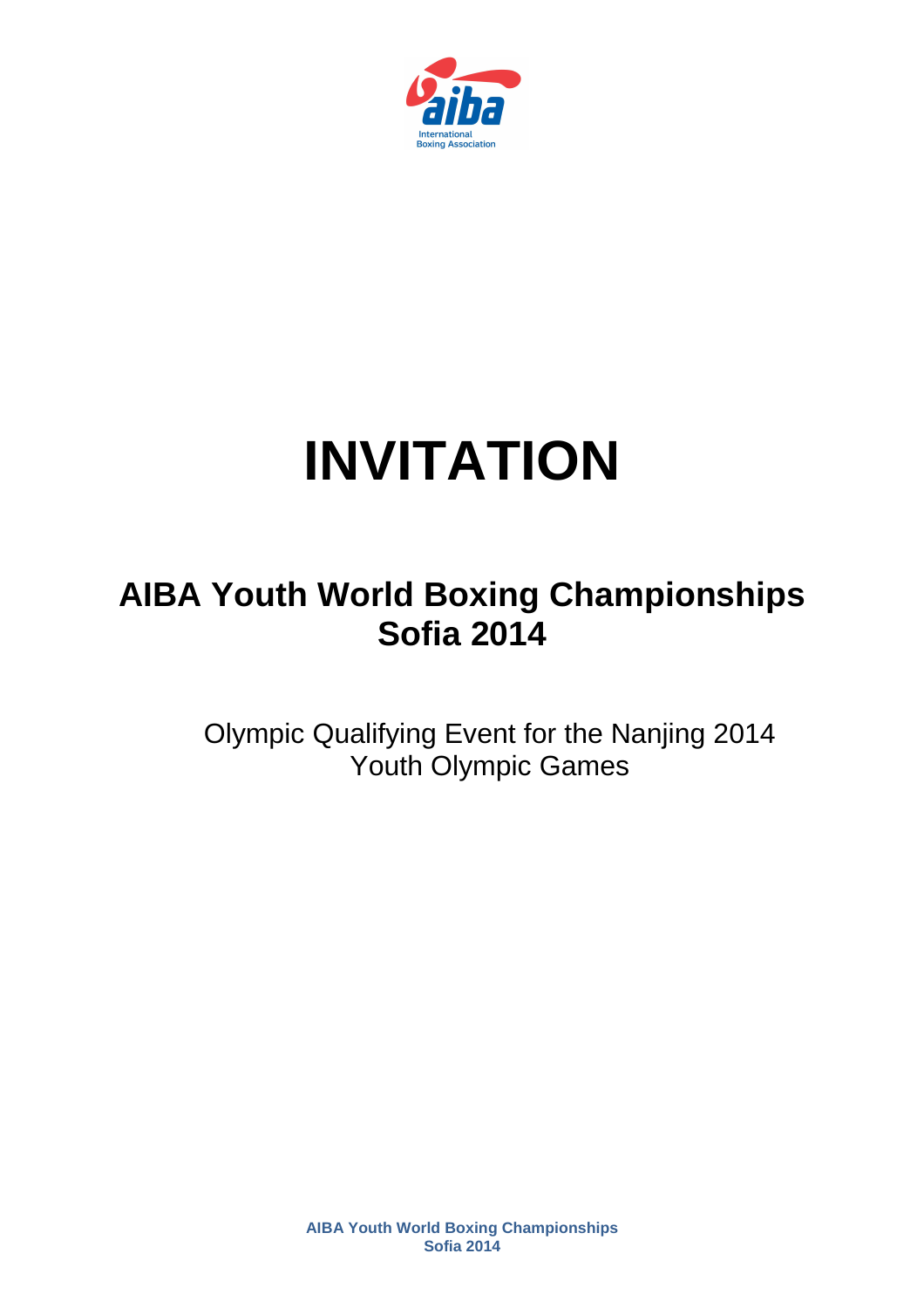# INVITATION

## AIBA Youth World Boxing Championships
## Sofia 2014

Olympic Qualifying Event for the Nanjing 2014 Youth Olympic Games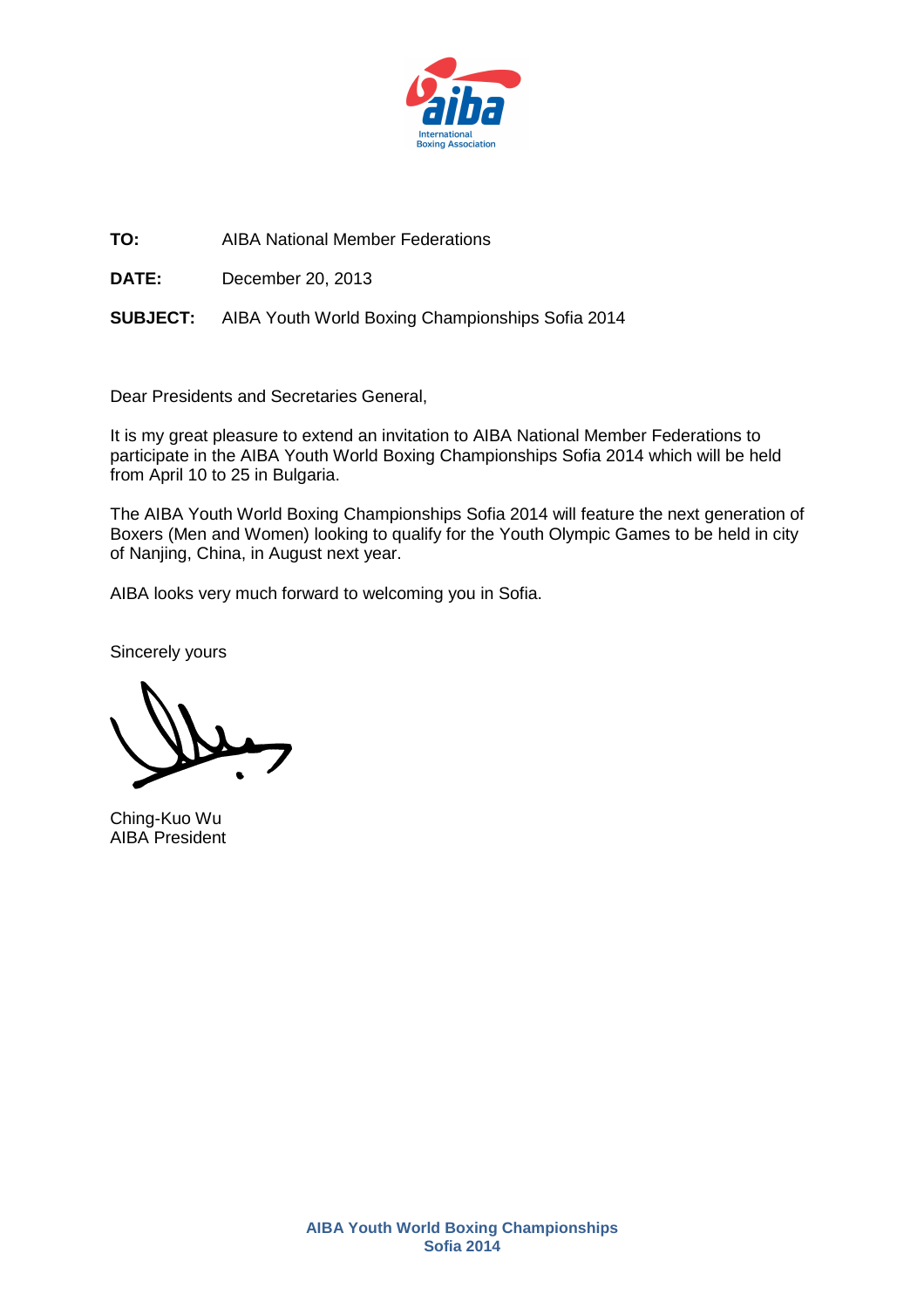**TO:** AIBA National Member Federations

**DATE:** December 20, 2013

**SUBJECT:** AIBA Youth World Boxing Championships Sofia 2014

Dear Presidents and Secretaries General,

It is my great pleasure to extend an invitation to AIBA National Member Federations to participate in the AIBA Youth World Boxing Championships Sofia 2014 which will be held from April 10 to 25 in Bulgaria.

The AIBA Youth World Boxing Championships Sofia 2014 will feature the next generation of Boxers (Men and Women) looking to qualify for the Youth Olympic Games to be held in city of Nanjing, China, in August next year.

AIBA looks very much forward to welcoming you in Sofia.

Sincerely yours

Ching-Kuo Wu
AIBA President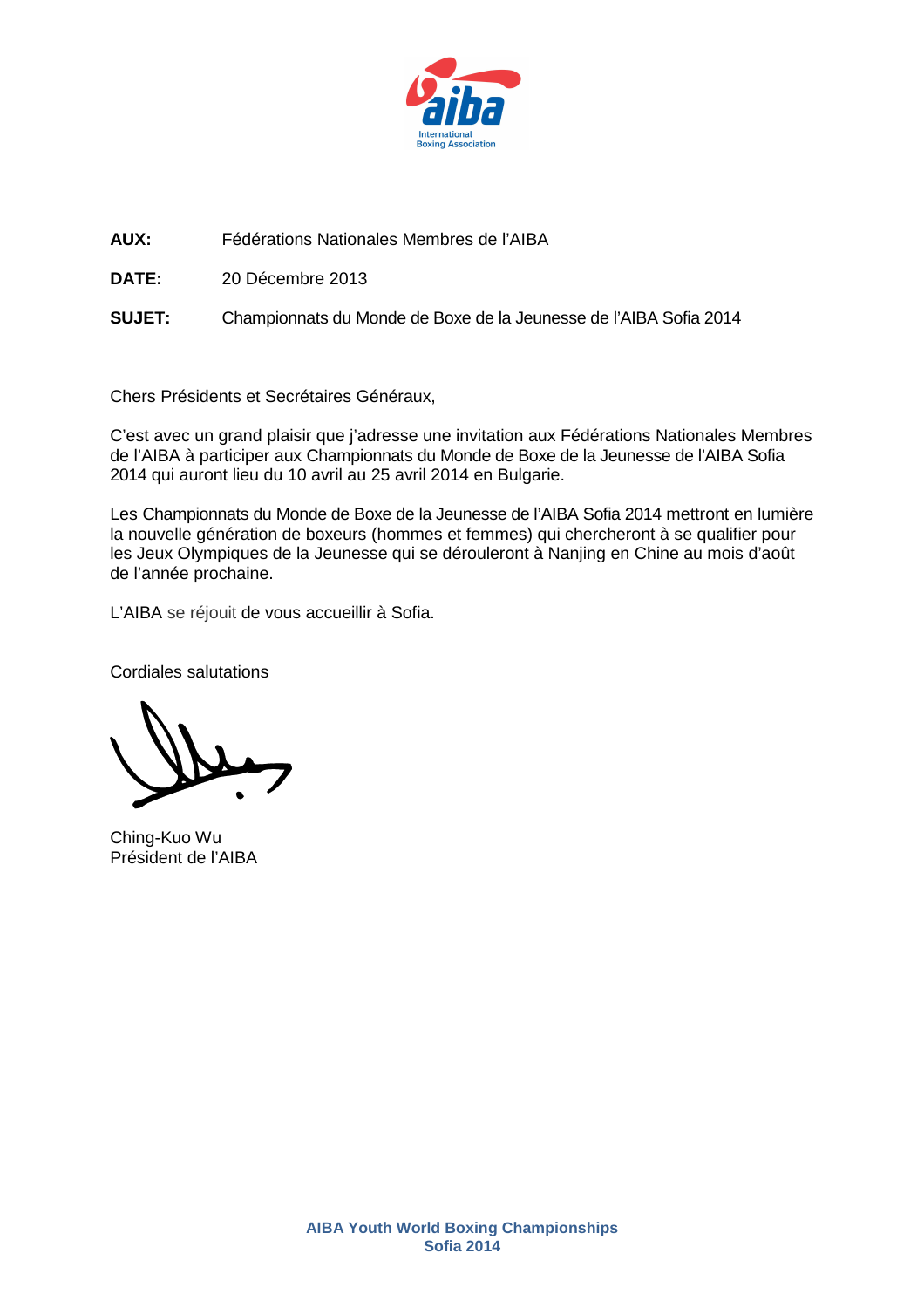**AUX:** Fédérations Nationales Membres de l'AIBA

**DATE:** 20 Décembre 2013

**SUJET:** Championnats du Monde de Boxe de la Jeunesse de l'AIBA Sofia 2014

Chers Présidents et Secrétaires Généraux,

C'est avec un grand plaisir que j'adresse une invitation aux Fédérations Nationales Membres de l'AIBA à participer aux Championnats du Monde de Boxe de la Jeunesse de l'AIBA Sofia 2014 qui auront lieu du 10 avril au 25 avril 2014 en Bulgarie.

Les Championnats du Monde de Boxe de la Jeunesse de l'AIBA Sofia 2014 mettront en lumière la nouvelle génération de boxeurs (hommes et femmes) qui chercheront à se qualifier pour les Jeux Olympiques de la Jeunesse qui se dérouleront à Nanjing en Chine au mois d'août de l'année prochaine.

L'AIBA se réjouit de vous accueillir à Sofia.

Cordiales salutations

Ching-Kuo Wu
Président de l'AIBA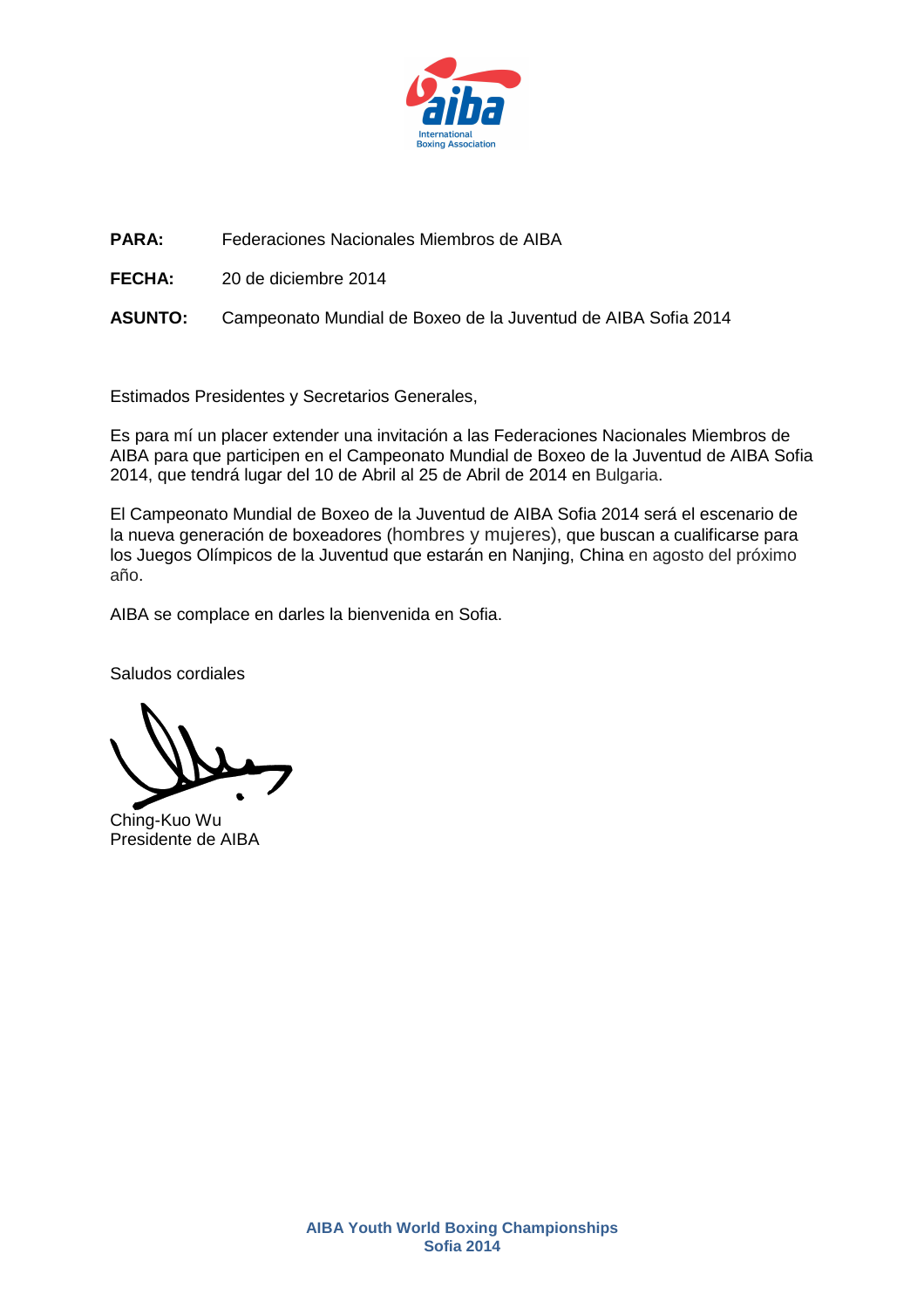**PARA:** Federaciones Nacionales Miembros de AIBA

**FECHA:** 20 de diciembre 2014

**ASUNTO:** Campeonato Mundial de Boxeo de la Juventud de AIBA Sofia 2014

Estimados Presidentes y Secretarios Generales,

Es para mí un placer extender una invitación a las Federaciones Nacionales Miembros de AIBA para que participen en el Campeonato Mundial de Boxeo de la Juventud de AIBA Sofia 2014, que tendrá lugar del 10 de Abril al 25 de Abril de 2014 en Bulgaria.

El Campeonato Mundial de Boxeo de la Juventud de AIBA Sofia 2014 será el escenario de la nueva generación de boxeadores (hombres y mujeres), que buscan a cualificarse para los Juegos Olímpicos de la Juventud que estarán en Nanjing, China en agosto del próximo año.

AIBA se complace en darles la bienvenida en Sofia.

Saludos cordiales

Ching-Kuo Wu
Presidente de AIBA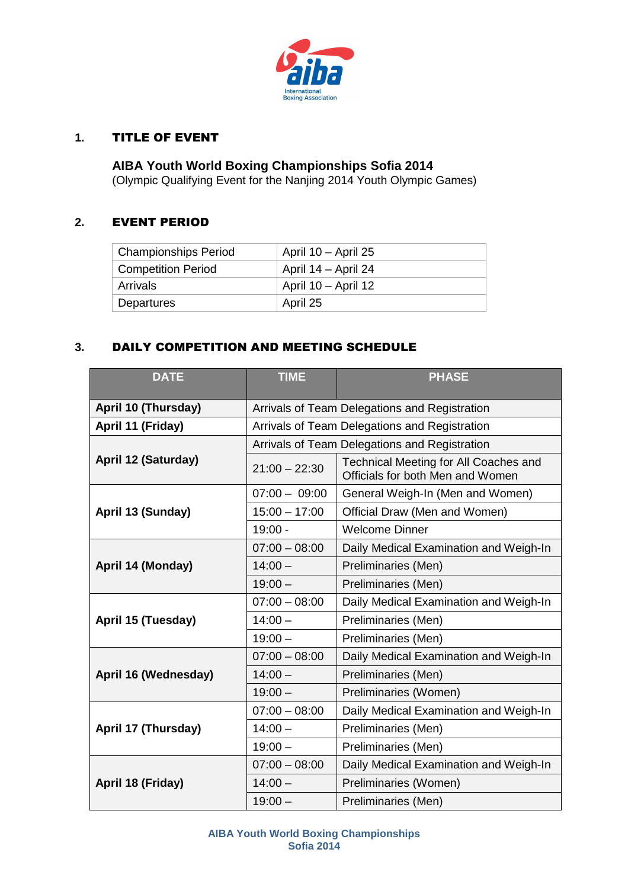## 1. TITLE OF EVENT

**AIBA Youth World Boxing Championships Sofia 2014**
(Olympic Qualifying Event for the Nanjing 2014 Youth Olympic Games)

## 2. EVENT PERIOD

| Championships Period | April 10 – April 25 |
|---|---|
| Competition Period | April 14 – April 24 |
| Arrivals | April 10 – April 12 |
| Departures | April 25 |

## 3. DAILY COMPETITION AND MEETING SCHEDULE

| DATE | TIME | PHASE |
|---|---|---|
| **April 10 (Thursday)** | Arrivals of Team Delegations and Registration | |
| **April 11 (Friday)** | Arrivals of Team Delegations and Registration | |
| **April 12 (Saturday)** | Arrivals of Team Delegations and Registration | |
| | 21:00 – 22:30 | Technical Meeting for All Coaches and Officials for both Men and Women |
| **April 13 (Sunday)** | 07:00 – 09:00 | General Weigh-In (Men and Women) |
| | 15:00 – 17:00 | Official Draw (Men and Women) |
| | 19:00 - | Welcome Dinner |
| **April 14 (Monday)** | 07:00 – 08:00 | Daily Medical Examination and Weigh-In |
| | 14:00 – | Preliminaries (Men) |
| | 19:00 – | Preliminaries (Men) |
| **April 15 (Tuesday)** | 07:00 – 08:00 | Daily Medical Examination and Weigh-In |
| | 14:00 – | Preliminaries (Men) |
| | 19:00 – | Preliminaries (Men) |
| **April 16 (Wednesday)** | 07:00 – 08:00 | Daily Medical Examination and Weigh-In |
| | 14:00 – | Preliminaries (Men) |
| | 19:00 – | Preliminaries (Women) |
| **April 17 (Thursday)** | 07:00 – 08:00 | Daily Medical Examination and Weigh-In |
| | 14:00 – | Preliminaries (Men) |
| | 19:00 – | Preliminaries (Men) |
| **April 18 (Friday)** | 07:00 – 08:00 | Daily Medical Examination and Weigh-In |
| | 14:00 – | Preliminaries (Women) |
| | 19:00 – | Preliminaries (Men) |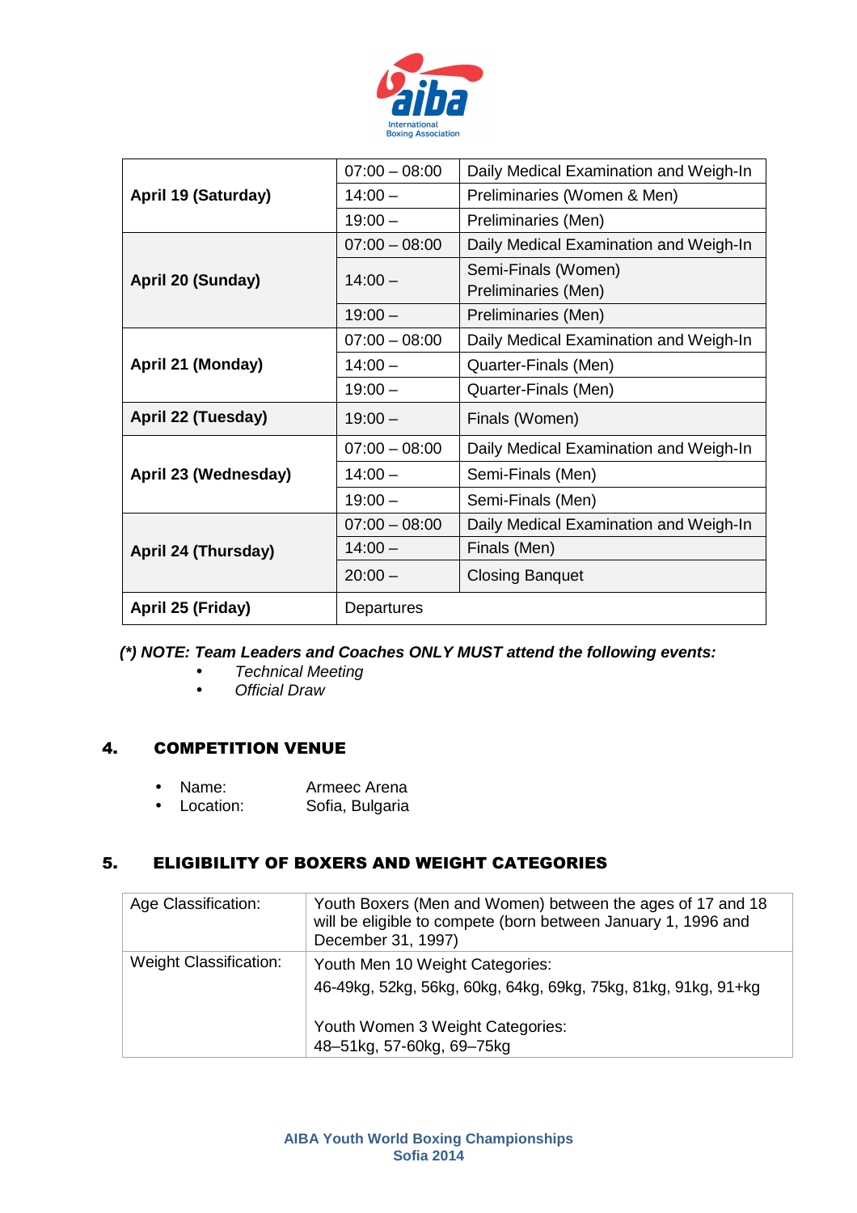| | | |
|---|---|---|
| **April 19 (Saturday)** | 07:00 – 08:00 | Daily Medical Examination and Weigh-In |
| | 14:00 – | Preliminaries (Women & Men) |
| | 19:00 – | Preliminaries (Men) |
| **April 20 (Sunday)** | 07:00 – 08:00 | Daily Medical Examination and Weigh-In |
| | 14:00 – | Semi-Finals (Women)<br>Preliminaries (Men) |
| | 19:00 – | Preliminaries (Men) |
| **April 21 (Monday)** | 07:00 – 08:00 | Daily Medical Examination and Weigh-In |
| | 14:00 – | Quarter-Finals (Men) |
| | 19:00 – | Quarter-Finals (Men) |
| **April 22 (Tuesday)** | 19:00 – | Finals (Women) |
| **April 23 (Wednesday)** | 07:00 – 08:00 | Daily Medical Examination and Weigh-In |
| | 14:00 – | Semi-Finals (Men) |
| | 19:00 – | Semi-Finals (Men) |
| **April 24 (Thursday)** | 07:00 – 08:00 | Daily Medical Examination and Weigh-In |
| | 14:00 – | Finals (Men) |
| | 20:00 – | Closing Banquet |
| **April 25 (Friday)** | Departures | |

***(\*) NOTE: Team Leaders and Coaches ONLY MUST attend the following events:***

- *Technical Meeting*
- *Official Draw*

## 4. COMPETITION VENUE

- Name: Armeec Arena
- Location: Sofia, Bulgaria

## 5. ELIGIBILITY OF BOXERS AND WEIGHT CATEGORIES

| | |
|---|---|
| Age Classification: | Youth Boxers (Men and Women) between the ages of 17 and 18 will be eligible to compete (born between January 1, 1996 and December 31, 1997) |
| Weight Classification: | Youth Men 10 Weight Categories:<br>46-49kg, 52kg, 56kg, 60kg, 64kg, 69kg, 75kg, 81kg, 91kg, 91+kg<br><br>Youth Women 3 Weight Categories:<br>48–51kg, 57-60kg, 69–75kg |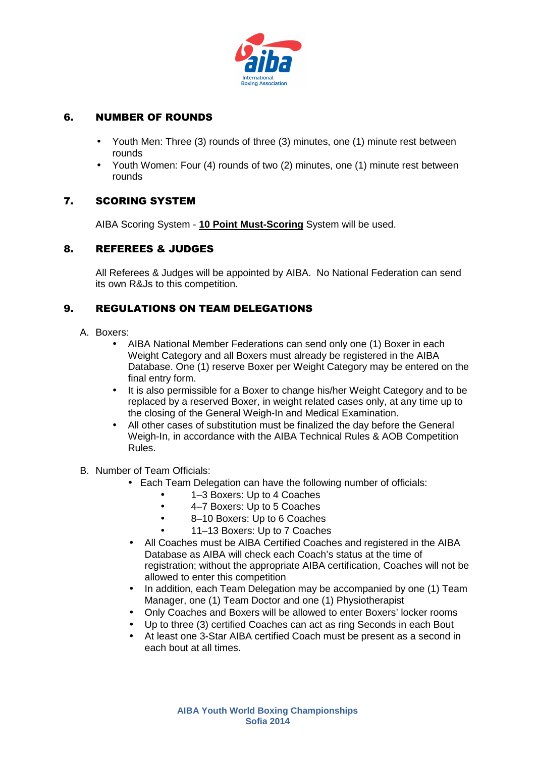## 6. NUMBER OF ROUNDS

- Youth Men: Three (3) rounds of three (3) minutes, one (1) minute rest between rounds
- Youth Women: Four (4) rounds of two (2) minutes, one (1) minute rest between rounds

## 7. SCORING SYSTEM

AIBA Scoring System - **10 Point Must-Scoring** System will be used.

## 8. REFEREES & JUDGES

All Referees & Judges will be appointed by AIBA. No National Federation can send its own R&Js to this competition.

## 9. REGULATIONS ON TEAM DELEGATIONS

A. Boxers:

- AIBA National Member Federations can send only one (1) Boxer in each Weight Category and all Boxers must already be registered in the AIBA Database. One (1) reserve Boxer per Weight Category may be entered on the final entry form.
- It is also permissible for a Boxer to change his/her Weight Category and to be replaced by a reserved Boxer, in weight related cases only, at any time up to the closing of the General Weigh-In and Medical Examination.
- All other cases of substitution must be finalized the day before the General Weigh-In, in accordance with the AIBA Technical Rules & AOB Competition Rules.

B. Number of Team Officials:

- Each Team Delegation can have the following number of officials:
  - 1–3 Boxers: Up to 4 Coaches
  - 4–7 Boxers: Up to 5 Coaches
  - 8–10 Boxers: Up to 6 Coaches
  - 11–13 Boxers: Up to 7 Coaches
- All Coaches must be AIBA Certified Coaches and registered in the AIBA Database as AIBA will check each Coach's status at the time of registration; without the appropriate AIBA certification, Coaches will not be allowed to enter this competition
- In addition, each Team Delegation may be accompanied by one (1) Team Manager, one (1) Team Doctor and one (1) Physiotherapist
- Only Coaches and Boxers will be allowed to enter Boxers' locker rooms
- Up to three (3) certified Coaches can act as ring Seconds in each Bout
- At least one 3-Star AIBA certified Coach must be present as a second in each bout at all times.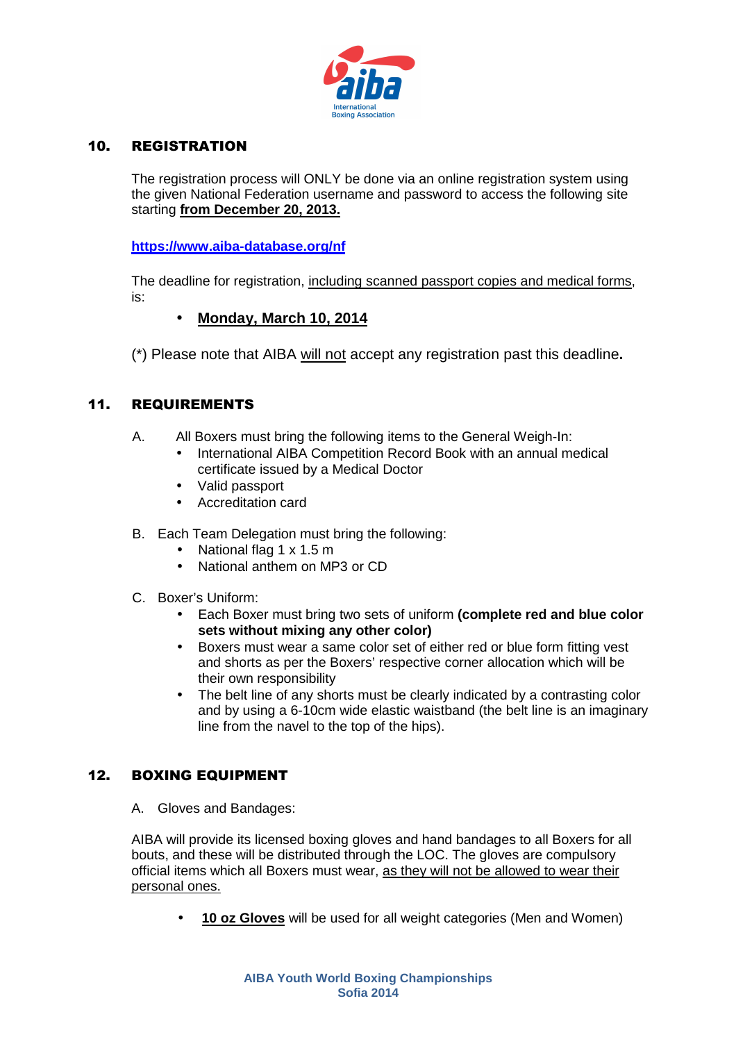## 10. REGISTRATION

The registration process will ONLY be done via an online registration system using the given National Federation username and password to access the following site starting **from December 20, 2013.**

**https://www.aiba-database.org/nf**

The deadline for registration, including scanned passport copies and medical forms, is:

- **Monday, March 10, 2014**

(*) Please note that AIBA will not accept any registration past this deadline**.**

## 11. REQUIREMENTS

A. All Boxers must bring the following items to the General Weigh-In:
- International AIBA Competition Record Book with an annual medical certificate issued by a Medical Doctor
- Valid passport
- Accreditation card

B. Each Team Delegation must bring the following:
- National flag 1 x 1.5 m
- National anthem on MP3 or CD

C. Boxer's Uniform:
- Each Boxer must bring two sets of uniform **(complete red and blue color sets without mixing any other color)**
- Boxers must wear a same color set of either red or blue form fitting vest and shorts as per the Boxers' respective corner allocation which will be their own responsibility
- The belt line of any shorts must be clearly indicated by a contrasting color and by using a 6-10cm wide elastic waistband (the belt line is an imaginary line from the navel to the top of the hips).

## 12. BOXING EQUIPMENT

A. Gloves and Bandages:

AIBA will provide its licensed boxing gloves and hand bandages to all Boxers for all bouts, and these will be distributed through the LOC. The gloves are compulsory official items which all Boxers must wear, as they will not be allowed to wear their personal ones.

- **10 oz Gloves** will be used for all weight categories (Men and Women)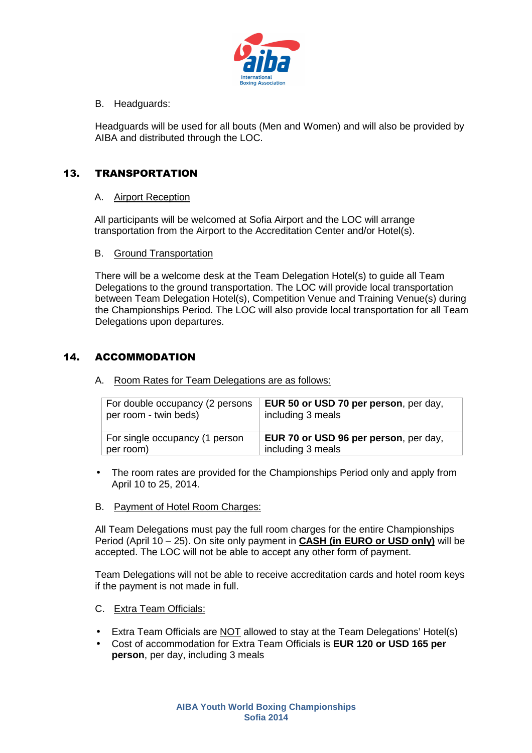B. Headguards:

Headguards will be used for all bouts (Men and Women) and will also be provided by AIBA and distributed through the LOC.

## 13. TRANSPORTATION

A. Airport Reception

All participants will be welcomed at Sofia Airport and the LOC will arrange transportation from the Airport to the Accreditation Center and/or Hotel(s).

B. Ground Transportation

There will be a welcome desk at the Team Delegation Hotel(s) to guide all Team Delegations to the ground transportation. The LOC will provide local transportation between Team Delegation Hotel(s), Competition Venue and Training Venue(s) during the Championships Period. The LOC will also provide local transportation for all Team Delegations upon departures.

## 14. ACCOMMODATION

A. Room Rates for Team Delegations are as follows:

| | |
|---|---|
| For double occupancy (2 persons per room - twin beds) | **EUR 50 or USD 70 per person**, per day, including 3 meals |
| For single occupancy (1 person per room) | **EUR 70 or USD 96 per person**, per day, including 3 meals |

- The room rates are provided for the Championships Period only and apply from April 10 to 25, 2014.

B. Payment of Hotel Room Charges:

All Team Delegations must pay the full room charges for the entire Championships Period (April 10 – 25). On site only payment in **CASH (in EURO or USD only)** will be accepted. The LOC will not be able to accept any other form of payment.

Team Delegations will not be able to receive accreditation cards and hotel room keys if the payment is not made in full.

C. Extra Team Officials:

- Extra Team Officials are NOT allowed to stay at the Team Delegations' Hotel(s)
- Cost of accommodation for Extra Team Officials is **EUR 120 or USD 165 per person**, per day, including 3 meals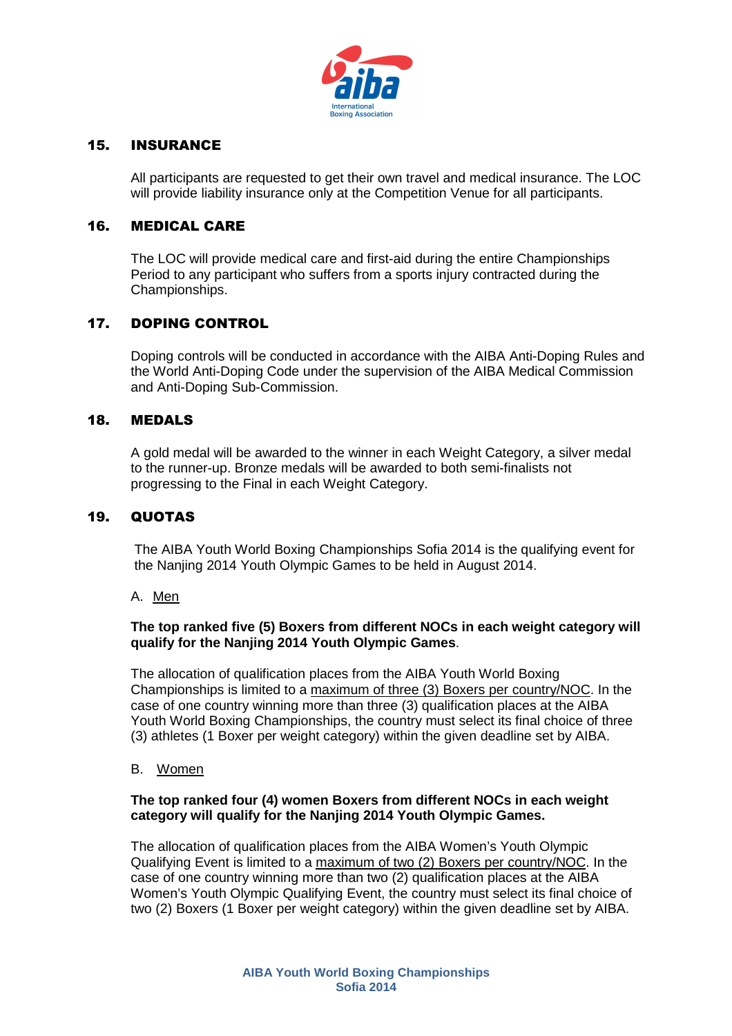## 15. INSURANCE

All participants are requested to get their own travel and medical insurance. The LOC will provide liability insurance only at the Competition Venue for all participants.

## 16. MEDICAL CARE

The LOC will provide medical care and first-aid during the entire Championships Period to any participant who suffers from a sports injury contracted during the Championships.

## 17. DOPING CONTROL

Doping controls will be conducted in accordance with the AIBA Anti-Doping Rules and the World Anti-Doping Code under the supervision of the AIBA Medical Commission and Anti-Doping Sub-Commission.

## 18. MEDALS

A gold medal will be awarded to the winner in each Weight Category, a silver medal to the runner-up. Bronze medals will be awarded to both semi-finalists not progressing to the Final in each Weight Category.

## 19. QUOTAS

The AIBA Youth World Boxing Championships Sofia 2014 is the qualifying event for the Nanjing 2014 Youth Olympic Games to be held in August 2014.

A. Men

**The top ranked five (5) Boxers from different NOCs in each weight category will qualify for the Nanjing 2014 Youth Olympic Games**.

The allocation of qualification places from the AIBA Youth World Boxing Championships is limited to a maximum of three (3) Boxers per country/NOC. In the case of one country winning more than three (3) qualification places at the AIBA Youth World Boxing Championships, the country must select its final choice of three (3) athletes (1 Boxer per weight category) within the given deadline set by AIBA.

B. Women

**The top ranked four (4) women Boxers from different NOCs in each weight category will qualify for the Nanjing 2014 Youth Olympic Games.**

The allocation of qualification places from the AIBA Women's Youth Olympic Qualifying Event is limited to a maximum of two (2) Boxers per country/NOC. In the case of one country winning more than two (2) qualification places at the AIBA Women's Youth Olympic Qualifying Event, the country must select its final choice of two (2) Boxers (1 Boxer per weight category) within the given deadline set by AIBA.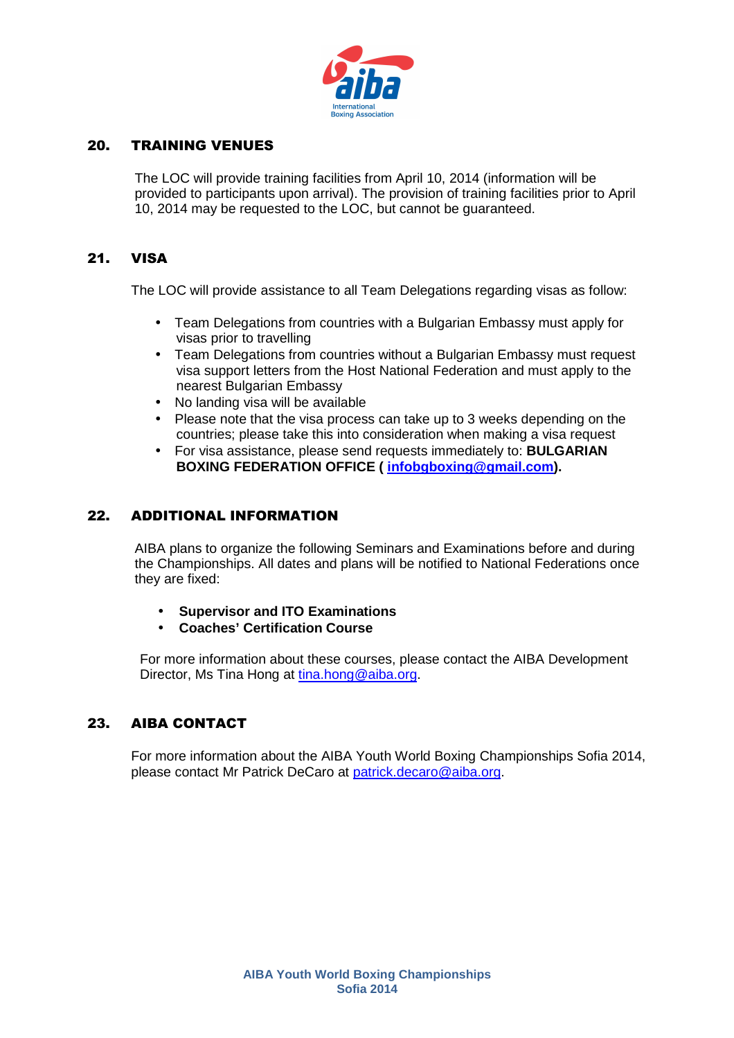## 20. TRAINING VENUES

The LOC will provide training facilities from April 10, 2014 (information will be provided to participants upon arrival). The provision of training facilities prior to April 10, 2014 may be requested to the LOC, but cannot be guaranteed.

## 21. VISA

The LOC will provide assistance to all Team Delegations regarding visas as follow:

- Team Delegations from countries with a Bulgarian Embassy must apply for visas prior to travelling
- Team Delegations from countries without a Bulgarian Embassy must request visa support letters from the Host National Federation and must apply to the nearest Bulgarian Embassy
- No landing visa will be available
- Please note that the visa process can take up to 3 weeks depending on the countries; please take this into consideration when making a visa request
- For visa assistance, please send requests immediately to: **BULGARIAN BOXING FEDERATION OFFICE ( infobgboxing@gmail.com).**

## 22. ADDITIONAL INFORMATION

AIBA plans to organize the following Seminars and Examinations before and during the Championships. All dates and plans will be notified to National Federations once they are fixed:

- **Supervisor and ITO Examinations**
- **Coaches' Certification Course**

For more information about these courses, please contact the AIBA Development Director, Ms Tina Hong at tina.hong@aiba.org.

## 23. AIBA CONTACT

For more information about the AIBA Youth World Boxing Championships Sofia 2014, please contact Mr Patrick DeCaro at patrick.decaro@aiba.org.